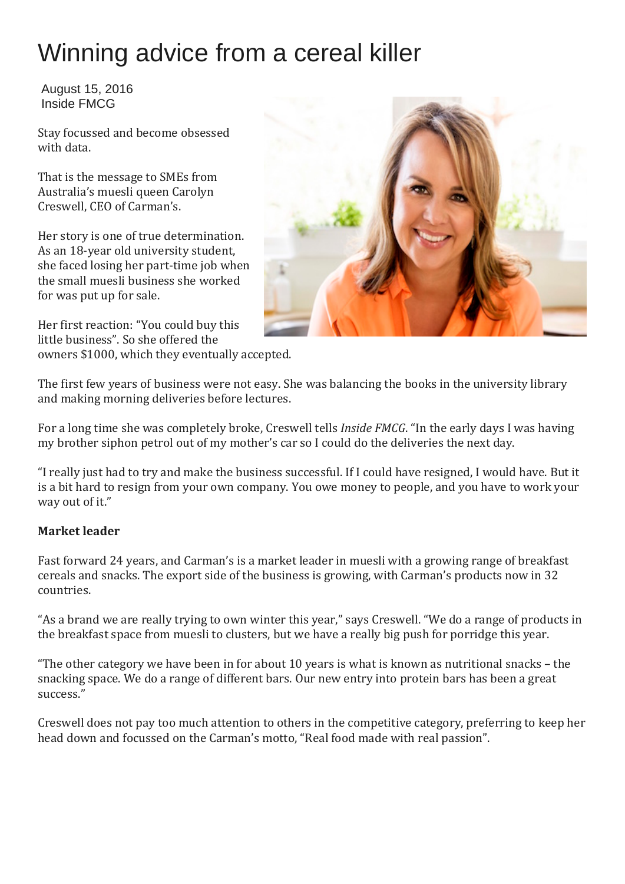# Winning advice from a cereal killer

August 15, 2016
Inside FMCG

Stay focussed and become obsessed with data.

That is the message to SMEs from Australia's muesli queen Carolyn Creswell, CEO of Carman's.

Her story is one of true determination. As an 18-year old university student, she faced losing her part-time job when the small muesli business she worked for was put up for sale.

Her first reaction: "You could buy this little business". So she offered the owners $1000, which they eventually accepted.

The first few years of business were not easy. She was balancing the books in the university library and making morning deliveries before lectures.

For a long time she was completely broke, Creswell tells *Inside FMCG*. "In the early days I was having my brother siphon petrol out of my mother's car so I could do the deliveries the next day.

"I really just had to try and make the business successful. If I could have resigned, I would have. But it is a bit hard to resign from your own company. You owe money to people, and you have to work your way out of it."

**Market leader**

Fast forward 24 years, and Carman's is a market leader in muesli with a growing range of breakfast cereals and snacks. The export side of the business is growing, with Carman's products now in 32 countries.

"As a brand we are really trying to own winter this year," says Creswell. "We do a range of products in the breakfast space from muesli to clusters, but we have a really big push for porridge this year.

"The other category we have been in for about 10 years is what is known as nutritional snacks – the snacking space. We do a range of different bars. Our new entry into protein bars has been a great success."

Creswell does not pay too much attention to others in the competitive category, preferring to keep her head down and focussed on the Carman's motto, "Real food made with real passion".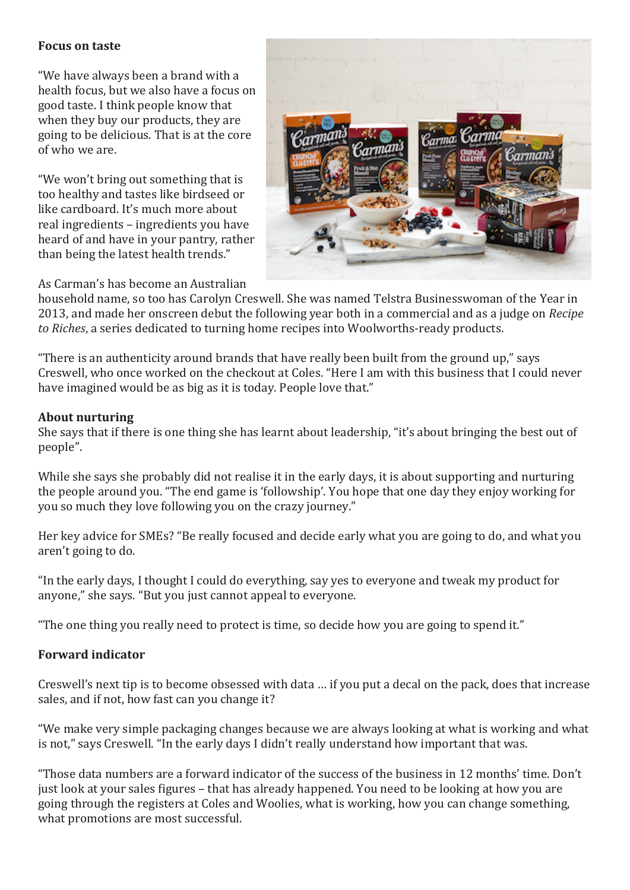**Focus on taste**

"We have always been a brand with a health focus, but we also have a focus on good taste. I think people know that when they buy our products, they are going to be delicious. That is at the core of who we are.

"We won't bring out something that is too healthy and tastes like birdseed or like cardboard. It's much more about real ingredients – ingredients you have heard of and have in your pantry, rather than being the latest health trends."

As Carman's has become an Australian household name, so too has Carolyn Creswell. She was named Telstra Businesswoman of the Year in 2013, and made her onscreen debut the following year both in a commercial and as a judge on *Recipe to Riches*, a series dedicated to turning home recipes into Woolworths-ready products.

"There is an authenticity around brands that have really been built from the ground up," says Creswell, who once worked on the checkout at Coles. "Here I am with this business that I could never have imagined would be as big as it is today. People love that."

**About nurturing**

She says that if there is one thing she has learnt about leadership, "it's about bringing the best out of people".

While she says she probably did not realise it in the early days, it is about supporting and nurturing the people around you. "The end game is 'followship'. You hope that one day they enjoy working for you so much they love following you on the crazy journey."

Her key advice for SMEs? "Be really focused and decide early what you are going to do, and what you aren't going to do.

"In the early days, I thought I could do everything, say yes to everyone and tweak my product for anyone," she says. "But you just cannot appeal to everyone.

"The one thing you really need to protect is time, so decide how you are going to spend it."

**Forward indicator**

Creswell's next tip is to become obsessed with data … if you put a decal on the pack, does that increase sales, and if not, how fast can you change it?

"We make very simple packaging changes because we are always looking at what is working and what is not," says Creswell. "In the early days I didn't really understand how important that was.

"Those data numbers are a forward indicator of the success of the business in 12 months' time. Don't just look at your sales figures – that has already happened. You need to be looking at how you are going through the registers at Coles and Woolies, what is working, how you can change something, what promotions are most successful.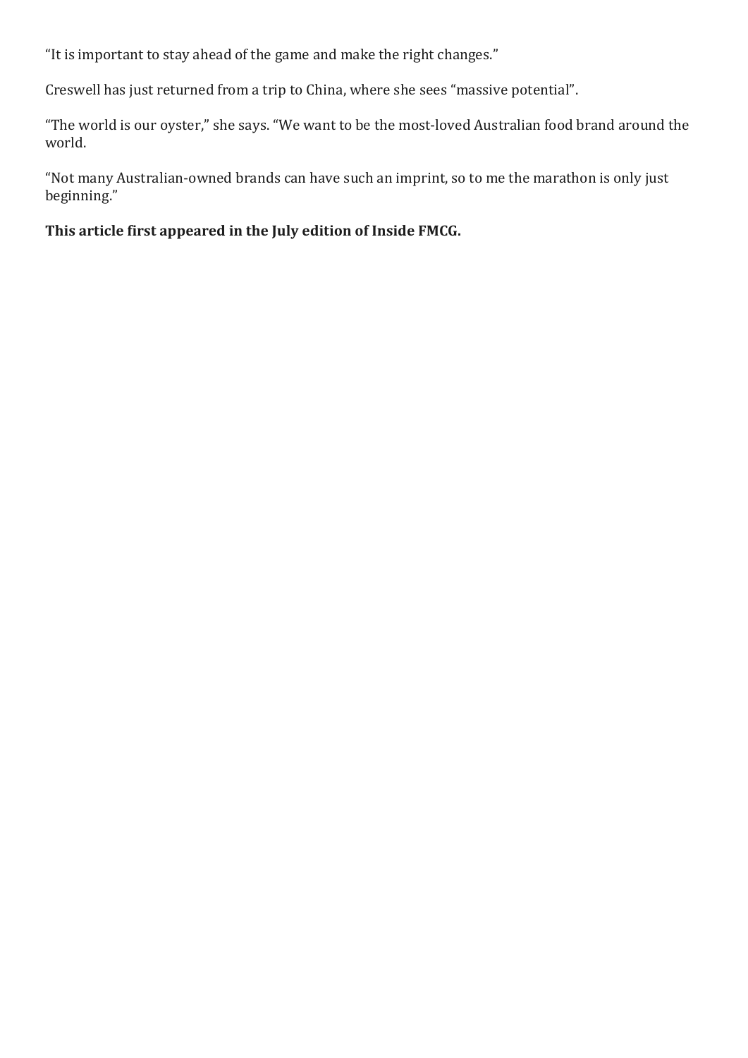"It is important to stay ahead of the game and make the right changes."

Creswell has just returned from a trip to China, where she sees "massive potential".

"The world is our oyster," she says. "We want to be the most-loved Australian food brand around the world.

"Not many Australian-owned brands can have such an imprint, so to me the marathon is only just beginning."

**This article first appeared in the July edition of Inside FMCG.**